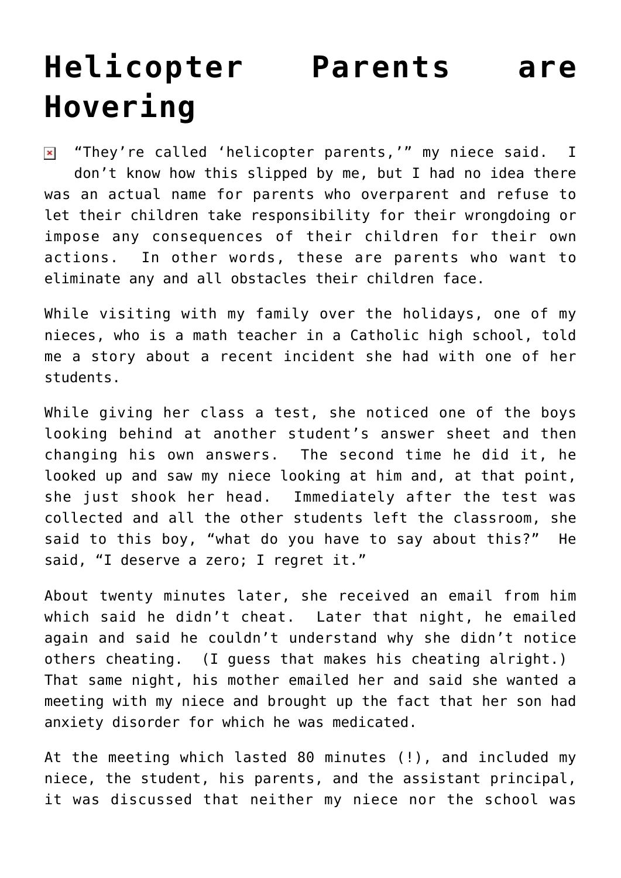# Helicopter Parents are Hovering

"They're called 'helicopter parents,'" my niece said. I don't know how this slipped by me, but I had no idea there was an actual name for parents who overparent and refuse to let their children take responsibility for their wrongdoing or impose any consequences of their children for their own actions. In other words, these are parents who want to eliminate any and all obstacles their children face.

While visiting with my family over the holidays, one of my nieces, who is a math teacher in a Catholic high school, told me a story about a recent incident she had with one of her students.

While giving her class a test, she noticed one of the boys looking behind at another student's answer sheet and then changing his own answers. The second time he did it, he looked up and saw my niece looking at him and, at that point, she just shook her head. Immediately after the test was collected and all the other students left the classroom, she said to this boy, "what do you have to say about this?" He said, "I deserve a zero; I regret it."

About twenty minutes later, she received an email from him which said he didn't cheat. Later that night, he emailed again and said he couldn't understand why she didn't notice others cheating. (I guess that makes his cheating alright.) That same night, his mother emailed her and said she wanted a meeting with my niece and brought up the fact that her son had anxiety disorder for which he was medicated.

At the meeting which lasted 80 minutes (!), and included my niece, the student, his parents, and the assistant principal, it was discussed that neither my niece nor the school was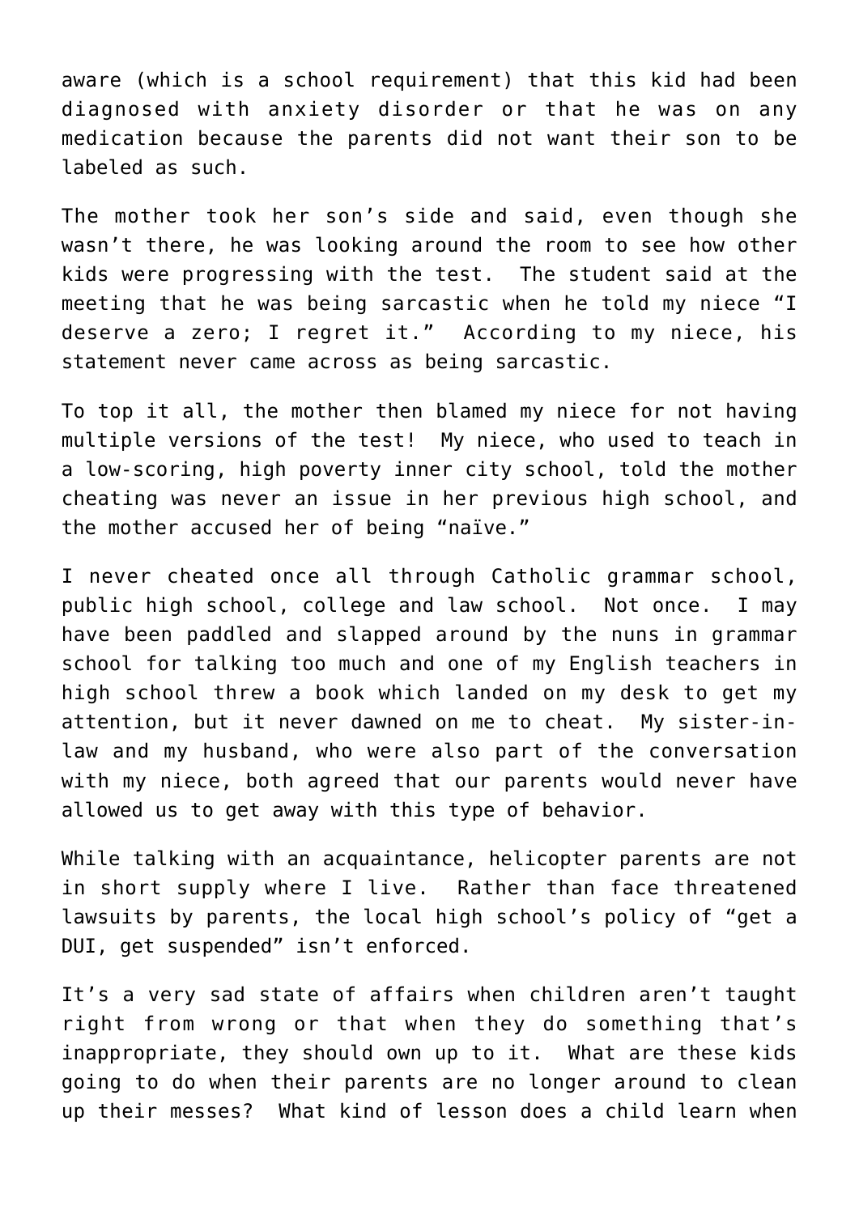aware (which is a school requirement) that this kid had been diagnosed with anxiety disorder or that he was on any medication because the parents did not want their son to be labeled as such.

The mother took her son's side and said, even though she wasn't there, he was looking around the room to see how other kids were progressing with the test. The student said at the meeting that he was being sarcastic when he told my niece "I deserve a zero; I regret it." According to my niece, his statement never came across as being sarcastic.

To top it all, the mother then blamed my niece for not having multiple versions of the test! My niece, who used to teach in a low-scoring, high poverty inner city school, told the mother cheating was never an issue in her previous high school, and the mother accused her of being "naïve."

I never cheated once all through Catholic grammar school, public high school, college and law school. Not once. I may have been paddled and slapped around by the nuns in grammar school for talking too much and one of my English teachers in high school threw a book which landed on my desk to get my attention, but it never dawned on me to cheat. My sister-in-law and my husband, who were also part of the conversation with my niece, both agreed that our parents would never have allowed us to get away with this type of behavior.

While talking with an acquaintance, helicopter parents are not in short supply where I live. Rather than face threatened lawsuits by parents, the local high school's policy of "get a DUI, get suspended" isn't enforced.

It's a very sad state of affairs when children aren't taught right from wrong or that when they do something that's inappropriate, they should own up to it. What are these kids going to do when their parents are no longer around to clean up their messes? What kind of lesson does a child learn when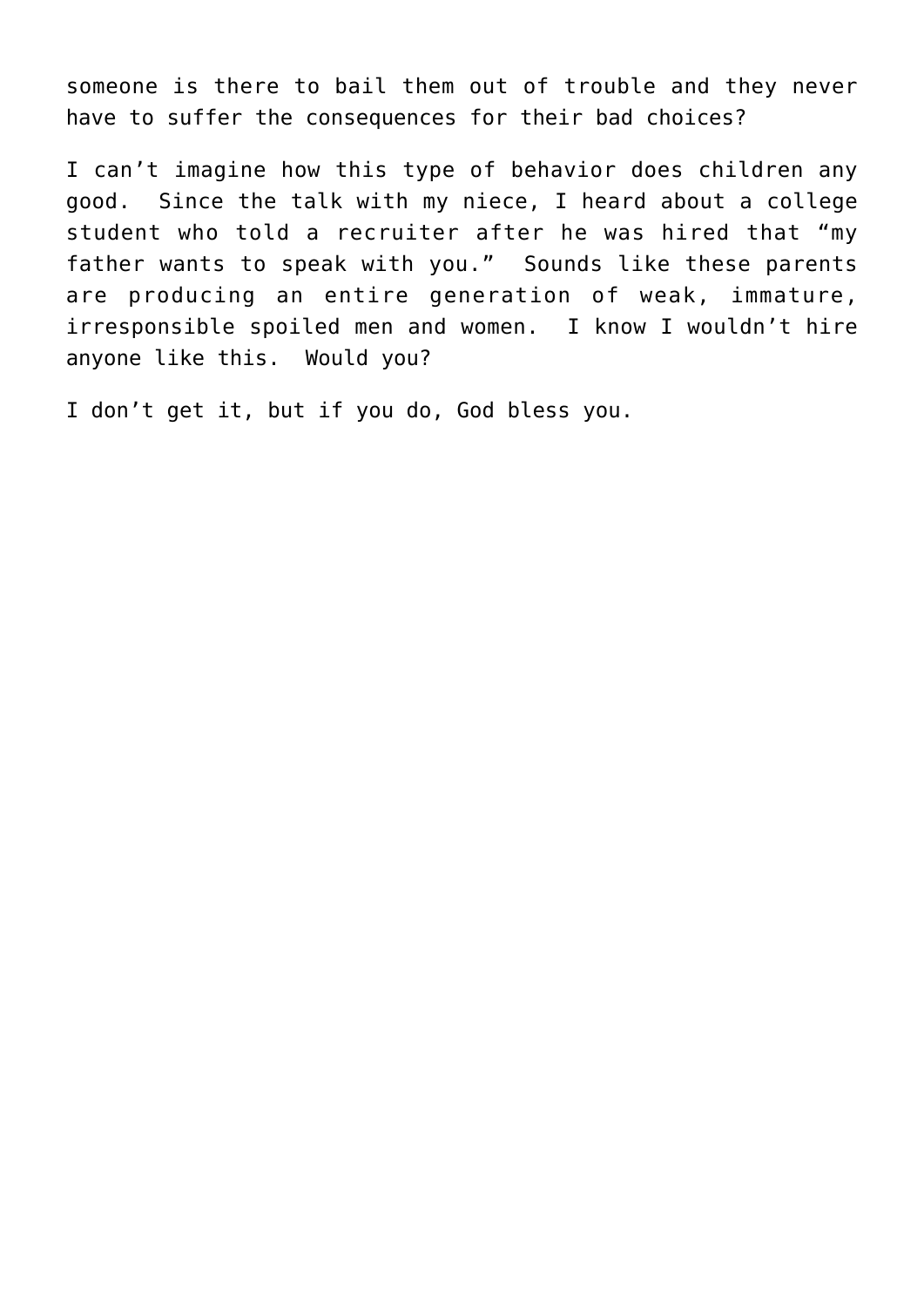someone is there to bail them out of trouble and they never have to suffer the consequences for their bad choices?

I can't imagine how this type of behavior does children any good. Since the talk with my niece, I heard about a college student who told a recruiter after he was hired that "my father wants to speak with you." Sounds like these parents are producing an entire generation of weak, immature, irresponsible spoiled men and women. I know I wouldn't hire anyone like this. Would you?

I don't get it, but if you do, God bless you.